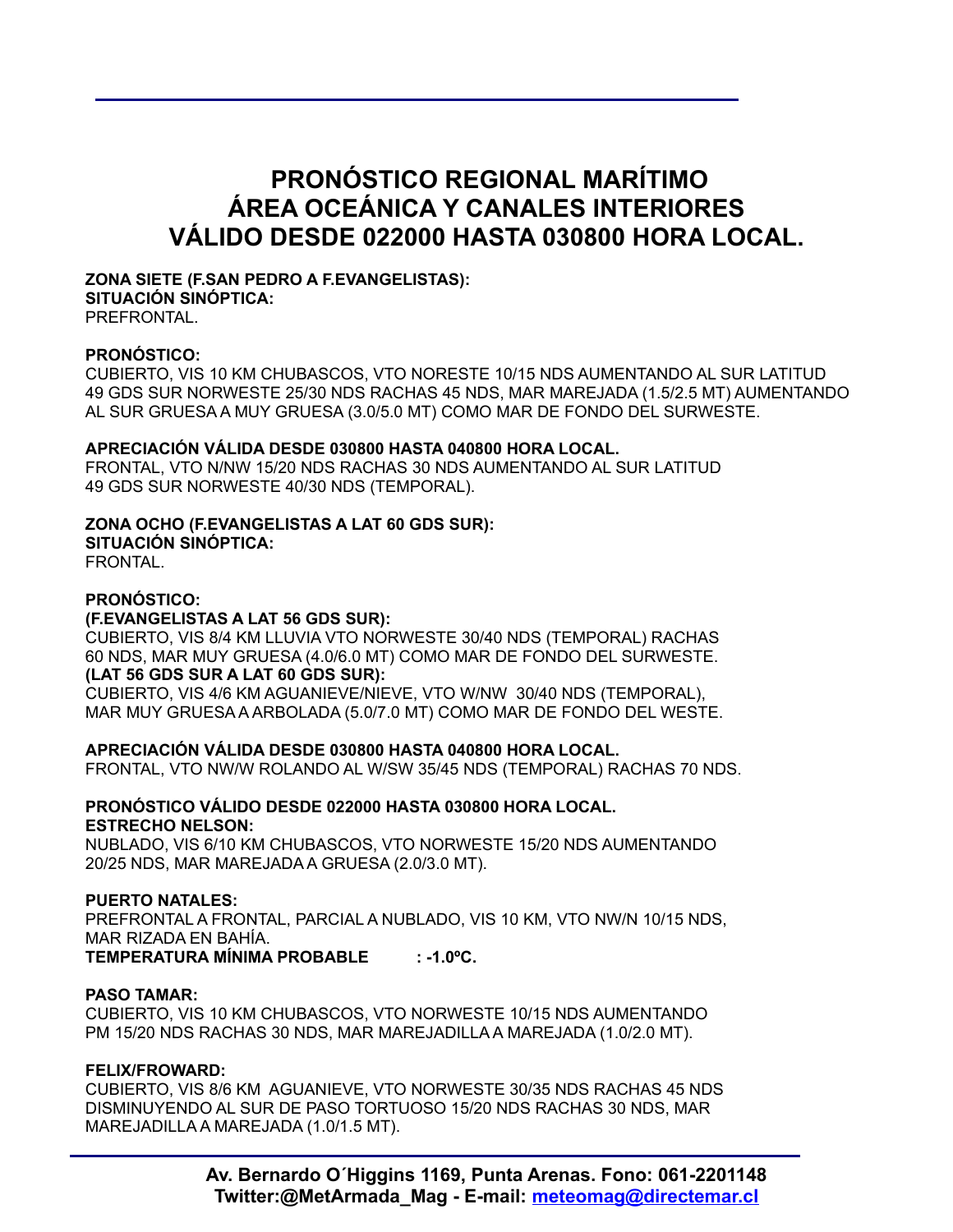# PRONÓSTICO REGIONAL MARÍTIMO
# ÁREA OCEÁNICA Y CANALES INTERIORES
# VÁLIDO DESDE 022000 HASTA 030800 HORA LOCAL.

**ZONA SIETE (F.SAN PEDRO A F.EVANGELISTAS):**
**SITUACIÓN SINÓPTICA:**
PREFRONTAL.

**PRONÓSTICO:**
CUBIERTO, VIS 10 KM CHUBASCOS, VTO NORESTE 10/15 NDS AUMENTANDO AL SUR LATITUD 49 GDS SUR NORWESTE 25/30 NDS RACHAS 45 NDS, MAR MAREJADA (1.5/2.5 MT) AUMENTANDO AL SUR GRUESA A MUY GRUESA (3.0/5.0 MT) COMO MAR DE FONDO DEL SURWESTE.

**APRECIACIÓN VÁLIDA DESDE 030800 HASTA 040800 HORA LOCAL.**
FRONTAL, VTO N/NW 15/20 NDS RACHAS 30 NDS AUMENTANDO AL SUR LATITUD 49 GDS SUR NORWESTE 40/30 NDS (TEMPORAL).

**ZONA OCHO (F.EVANGELISTAS A LAT 60 GDS SUR):**
**SITUACIÓN SINÓPTICA:**
FRONTAL.

**PRONÓSTICO:**
**(F.EVANGELISTAS A LAT 56 GDS SUR):**
CUBIERTO, VIS 8/4 KM LLUVIA VTO NORWESTE 30/40 NDS (TEMPORAL) RACHAS 60 NDS, MAR MUY GRUESA (4.0/6.0 MT) COMO MAR DE FONDO DEL SURWESTE.
**(LAT 56 GDS SUR A LAT 60 GDS SUR):**
CUBIERTO, VIS 4/6 KM AGUANIEVE/NIEVE, VTO W/NW 30/40 NDS (TEMPORAL), MAR MUY GRUESA A ARBOLADA (5.0/7.0 MT) COMO MAR DE FONDO DEL WESTE.

**APRECIACIÓN VÁLIDA DESDE 030800 HASTA 040800 HORA LOCAL.**
FRONTAL, VTO NW/W ROLANDO AL W/SW 35/45 NDS (TEMPORAL) RACHAS 70 NDS.

**PRONÓSTICO VÁLIDO DESDE 022000 HASTA 030800 HORA LOCAL.**
**ESTRECHO NELSON:**
NUBLADO, VIS 6/10 KM CHUBASCOS, VTO NORWESTE 15/20 NDS AUMENTANDO 20/25 NDS, MAR MAREJADA A GRUESA (2.0/3.0 MT).

**PUERTO NATALES:**
PREFRONTAL A FRONTAL, PARCIAL A NUBLADO, VIS 10 KM, VTO NW/N 10/15 NDS, MAR RIZADA EN BAHÍA.
**TEMPERATURA MÍNIMA PROBABLE : -1.0ºC.**

**PASO TAMAR:**
CUBIERTO, VIS 10 KM CHUBASCOS, VTO NORWESTE 10/15 NDS AUMENTANDO PM 15/20 NDS RACHAS 30 NDS, MAR MAREJADILLA A MAREJADA (1.0/2.0 MT).

**FELIX/FROWARD:**
CUBIERTO, VIS 8/6 KM AGUANIEVE, VTO NORWESTE 30/35 NDS RACHAS 45 NDS DISMINUYENDO AL SUR DE PASO TORTUOSO 15/20 NDS RACHAS 30 NDS, MAR MAREJADILLA A MAREJADA (1.0/1.5 MT).

**Av. Bernardo O´Higgins 1169, Punta Arenas. Fono: 061-2201148**
**Twitter:@MetArmada_Mag - E-mail: meteomag@directemar.cl**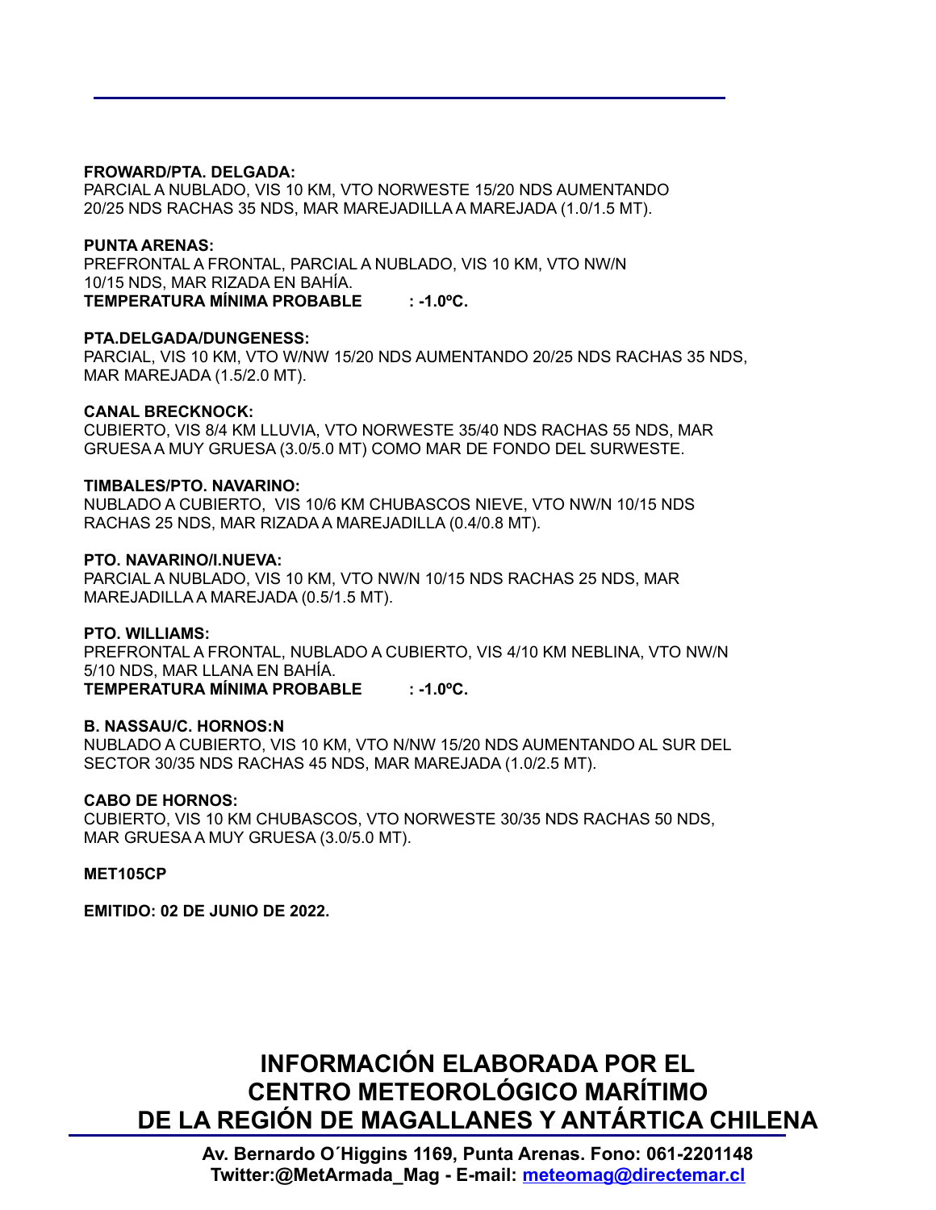**FROWARD/PTA. DELGADA:**
PARCIAL A NUBLADO, VIS 10 KM, VTO NORWESTE 15/20 NDS AUMENTANDO 20/25 NDS RACHAS 35 NDS, MAR MAREJADILLA A MAREJADA (1.0/1.5 MT).

**PUNTA ARENAS:**
PREFRONTAL A FRONTAL, PARCIAL A NUBLADO, VIS 10 KM, VTO NW/N 10/15 NDS, MAR RIZADA EN BAHÍA.
**TEMPERATURA MÍNIMA PROBABLE : -1.0ºC.**

**PTA.DELGADA/DUNGENESS:**
PARCIAL, VIS 10 KM, VTO W/NW 15/20 NDS AUMENTANDO 20/25 NDS RACHAS 35 NDS, MAR MAREJADA (1.5/2.0 MT).

**CANAL BRECKNOCK:**
CUBIERTO, VIS 8/4 KM LLUVIA, VTO NORWESTE 35/40 NDS RACHAS 55 NDS, MAR GRUESA A MUY GRUESA (3.0/5.0 MT) COMO MAR DE FONDO DEL SURWESTE.

**TIMBALES/PTO. NAVARINO:**
NUBLADO A CUBIERTO, VIS 10/6 KM CHUBASCOS NIEVE, VTO NW/N 10/15 NDS RACHAS 25 NDS, MAR RIZADA A MAREJADILLA (0.4/0.8 MT).

**PTO. NAVARINO/I.NUEVA:**
PARCIAL A NUBLADO, VIS 10 KM, VTO NW/N 10/15 NDS RACHAS 25 NDS, MAR MAREJADILLA A MAREJADA (0.5/1.5 MT).

**PTO. WILLIAMS:**
PREFRONTAL A FRONTAL, NUBLADO A CUBIERTO, VIS 4/10 KM NEBLINA, VTO NW/N 5/10 NDS, MAR LLANA EN BAHÍA.
**TEMPERATURA MÍNIMA PROBABLE : -1.0ºC.**

**B. NASSAU/C. HORNOS:N**
NUBLADO A CUBIERTO, VIS 10 KM, VTO N/NW 15/20 NDS AUMENTANDO AL SUR DEL SECTOR 30/35 NDS RACHAS 45 NDS, MAR MAREJADA (1.0/2.5 MT).

**CABO DE HORNOS:**
CUBIERTO, VIS 10 KM CHUBASCOS, VTO NORWESTE 30/35 NDS RACHAS 50 NDS, MAR GRUESA A MUY GRUESA (3.0/5.0 MT).

**MET105CP**

**EMITIDO: 02 DE JUNIO DE 2022.**

**INFORMACIÓN ELABORADA POR EL CENTRO METEOROLÓGICO MARÍTIMO DE LA REGIÓN DE MAGALLANES Y ANTÁRTICA CHILENA**

**Av. Bernardo O´Higgins 1169, Punta Arenas. Fono: 061-2201148**
**Twitter:@MetArmada_Mag - E-mail: meteomag@directemar.cl**